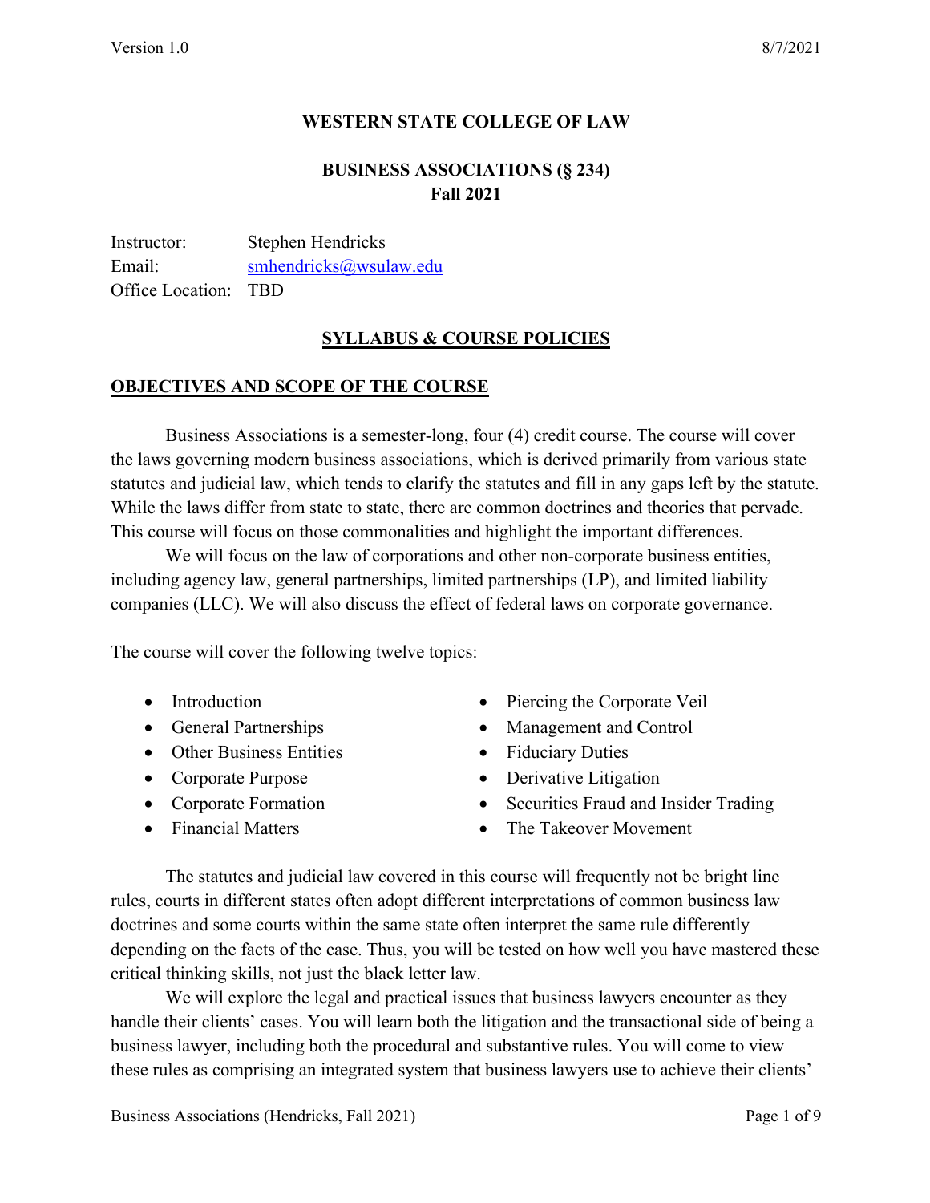**WESTERN STATE COLLEGE OF LAW**

**BUSINESS ASSOCIATIONS (§ 234)**
**Fall 2021**

Instructor: Stephen Hendricks
Email: smhendricks@wsulaw.edu
Office Location: TBD

## SYLLABUS & COURSE POLICIES

## OBJECTIVES AND SCOPE OF THE COURSE

Business Associations is a semester-long, four (4) credit course. The course will cover the laws governing modern business associations, which is derived primarily from various state statutes and judicial law, which tends to clarify the statutes and fill in any gaps left by the statute. While the laws differ from state to state, there are common doctrines and theories that pervade. This course will focus on those commonalities and highlight the important differences.

We will focus on the law of corporations and other non-corporate business entities, including agency law, general partnerships, limited partnerships (LP), and limited liability companies (LLC). We will also discuss the effect of federal laws on corporate governance.

The course will cover the following twelve topics:

- Introduction
- General Partnerships
- Other Business Entities
- Corporate Purpose
- Corporate Formation
- Financial Matters
- Piercing the Corporate Veil
- Management and Control
- Fiduciary Duties
- Derivative Litigation
- Securities Fraud and Insider Trading
- The Takeover Movement

The statutes and judicial law covered in this course will frequently not be bright line rules, courts in different states often adopt different interpretations of common business law doctrines and some courts within the same state often interpret the same rule differently depending on the facts of the case. Thus, you will be tested on how well you have mastered these critical thinking skills, not just the black letter law.

We will explore the legal and practical issues that business lawyers encounter as they handle their clients' cases. You will learn both the litigation and the transactional side of being a business lawyer, including both the procedural and substantive rules. You will come to view these rules as comprising an integrated system that business lawyers use to achieve their clients'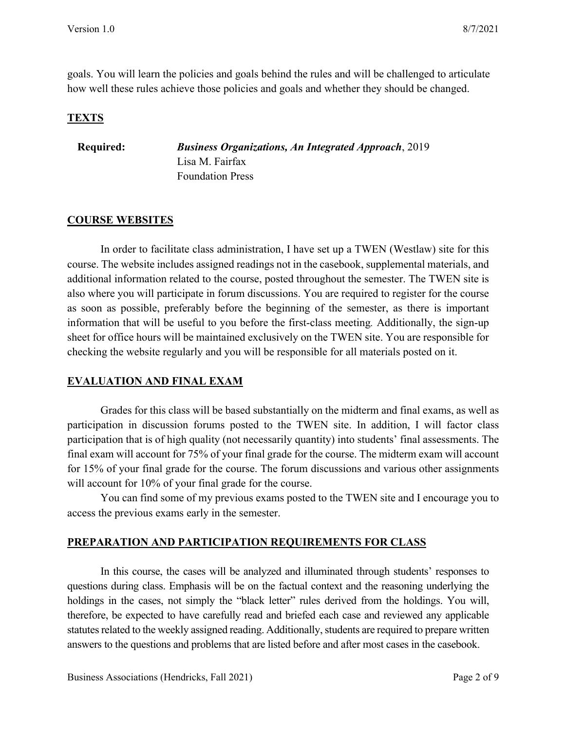goals. You will learn the policies and goals behind the rules and will be challenged to articulate how well these rules achieve those policies and goals and whether they should be changed.

## TEXTS

**Required:** ***Business Organizations, An Integrated Approach***, 2019
Lisa M. Fairfax
Foundation Press

## COURSE WEBSITES

In order to facilitate class administration, I have set up a TWEN (Westlaw) site for this course. The website includes assigned readings not in the casebook, supplemental materials, and additional information related to the course, posted throughout the semester. The TWEN site is also where you will participate in forum discussions. You are required to register for the course as soon as possible, preferably before the beginning of the semester, as there is important information that will be useful to you before the first-class meeting*.* Additionally, the sign-up sheet for office hours will be maintained exclusively on the TWEN site. You are responsible for checking the website regularly and you will be responsible for all materials posted on it.

## EVALUATION AND FINAL EXAM

Grades for this class will be based substantially on the midterm and final exams, as well as participation in discussion forums posted to the TWEN site. In addition, I will factor class participation that is of high quality (not necessarily quantity) into students' final assessments. The final exam will account for 75% of your final grade for the course. The midterm exam will account for 15% of your final grade for the course. The forum discussions and various other assignments will account for 10% of your final grade for the course.

You can find some of my previous exams posted to the TWEN site and I encourage you to access the previous exams early in the semester.

## PREPARATION AND PARTICIPATION REQUIREMENTS FOR CLASS

In this course, the cases will be analyzed and illuminated through students' responses to questions during class. Emphasis will be on the factual context and the reasoning underlying the holdings in the cases, not simply the "black letter" rules derived from the holdings. You will, therefore, be expected to have carefully read and briefed each case and reviewed any applicable statutes related to the weekly assigned reading. Additionally, students are required to prepare written answers to the questions and problems that are listed before and after most cases in the casebook.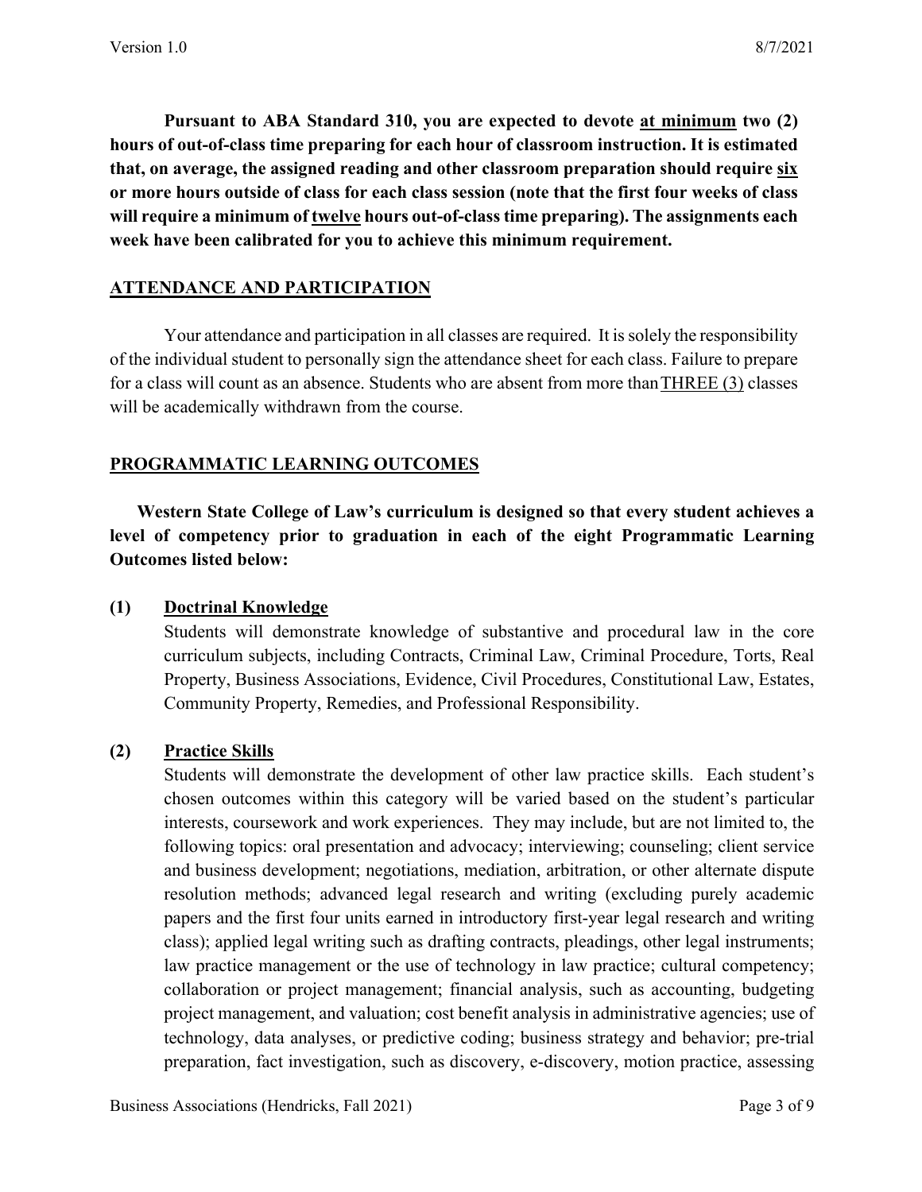**Pursuant to ABA Standard 310, you are expected to devote <u>at minimum</u> two (2) hours of out-of-class time preparing for each hour of classroom instruction. It is estimated that, on average, the assigned reading and other classroom preparation should require <u>six</u> or more hours outside of class for each class session (note that the first four weeks of class will require a minimum of <u>twelve</u> hours out-of-class time preparing). The assignments each week have been calibrated for you to achieve this minimum requirement.**

## <u>ATTENDANCE AND PARTICIPATION</u>

Your attendance and participation in all classes are required. It is solely the responsibility of the individual student to personally sign the attendance sheet for each class. Failure to prepare for a class will count as an absence. Students who are absent from more than <u>THREE (3)</u> classes will be academically withdrawn from the course.

## <u>PROGRAMMATIC LEARNING OUTCOMES</u>

**Western State College of Law's curriculum is designed so that every student achieves a level of competency prior to graduation in each of the eight Programmatic Learning Outcomes listed below:**

**(1) <u>Doctrinal Knowledge</u>**

Students will demonstrate knowledge of substantive and procedural law in the core curriculum subjects, including Contracts, Criminal Law, Criminal Procedure, Torts, Real Property, Business Associations, Evidence, Civil Procedures, Constitutional Law, Estates, Community Property, Remedies, and Professional Responsibility.

**(2) <u>Practice Skills</u>**

Students will demonstrate the development of other law practice skills. Each student's chosen outcomes within this category will be varied based on the student's particular interests, coursework and work experiences. They may include, but are not limited to, the following topics: oral presentation and advocacy; interviewing; counseling; client service and business development; negotiations, mediation, arbitration, or other alternate dispute resolution methods; advanced legal research and writing (excluding purely academic papers and the first four units earned in introductory first-year legal research and writing class); applied legal writing such as drafting contracts, pleadings, other legal instruments; law practice management or the use of technology in law practice; cultural competency; collaboration or project management; financial analysis, such as accounting, budgeting project management, and valuation; cost benefit analysis in administrative agencies; use of technology, data analyses, or predictive coding; business strategy and behavior; pre-trial preparation, fact investigation, such as discovery, e-discovery, motion practice, assessing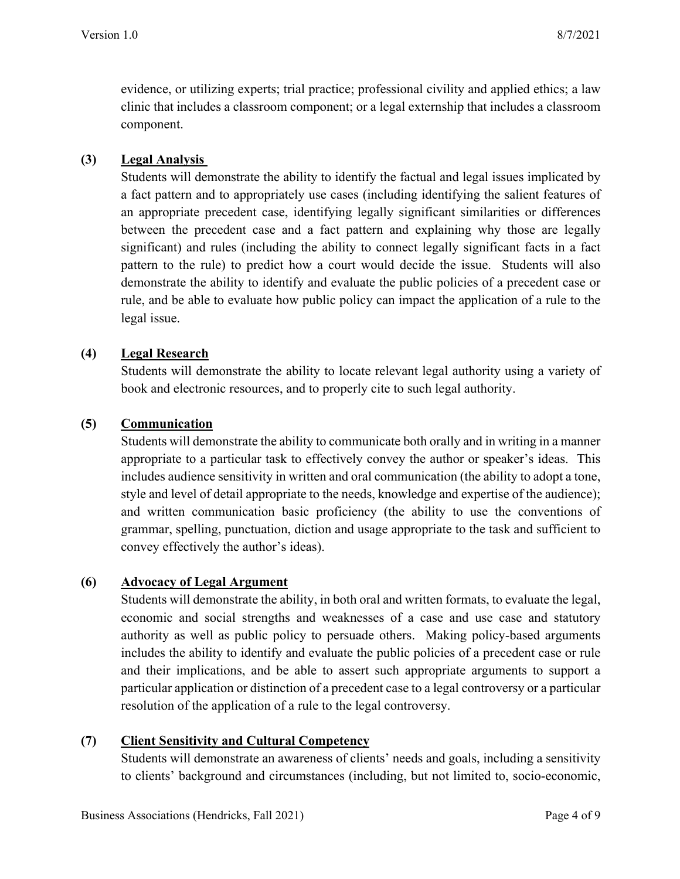evidence, or utilizing experts; trial practice; professional civility and applied ethics; a law clinic that includes a classroom component; or a legal externship that includes a classroom component.

**(3) Legal Analysis**

Students will demonstrate the ability to identify the factual and legal issues implicated by a fact pattern and to appropriately use cases (including identifying the salient features of an appropriate precedent case, identifying legally significant similarities or differences between the precedent case and a fact pattern and explaining why those are legally significant) and rules (including the ability to connect legally significant facts in a fact pattern to the rule) to predict how a court would decide the issue. Students will also demonstrate the ability to identify and evaluate the public policies of a precedent case or rule, and be able to evaluate how public policy can impact the application of a rule to the legal issue.

**(4) Legal Research**

Students will demonstrate the ability to locate relevant legal authority using a variety of book and electronic resources, and to properly cite to such legal authority.

**(5) Communication**

Students will demonstrate the ability to communicate both orally and in writing in a manner appropriate to a particular task to effectively convey the author or speaker's ideas. This includes audience sensitivity in written and oral communication (the ability to adopt a tone, style and level of detail appropriate to the needs, knowledge and expertise of the audience); and written communication basic proficiency (the ability to use the conventions of grammar, spelling, punctuation, diction and usage appropriate to the task and sufficient to convey effectively the author's ideas).

**(6) Advocacy of Legal Argument**

Students will demonstrate the ability, in both oral and written formats, to evaluate the legal, economic and social strengths and weaknesses of a case and use case and statutory authority as well as public policy to persuade others. Making policy-based arguments includes the ability to identify and evaluate the public policies of a precedent case or rule and their implications, and be able to assert such appropriate arguments to support a particular application or distinction of a precedent case to a legal controversy or a particular resolution of the application of a rule to the legal controversy.

**(7) Client Sensitivity and Cultural Competency**

Students will demonstrate an awareness of clients' needs and goals, including a sensitivity to clients' background and circumstances (including, but not limited to, socio-economic,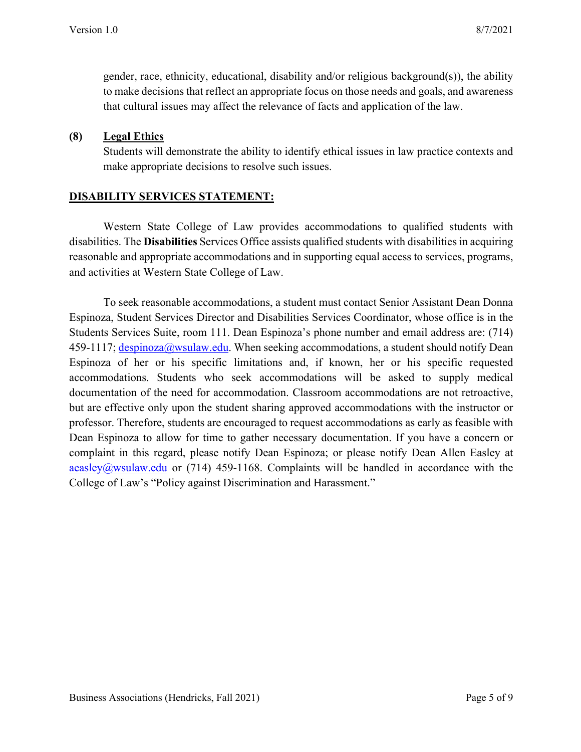gender, race, ethnicity, educational, disability and/or religious background(s)), the ability to make decisions that reflect an appropriate focus on those needs and goals, and awareness that cultural issues may affect the relevance of facts and application of the law.

**(8) <u>Legal Ethics</u>**

Students will demonstrate the ability to identify ethical issues in law practice contexts and make appropriate decisions to resolve such issues.

## <u>DISABILITY SERVICES STATEMENT:</u>

Western State College of Law provides accommodations to qualified students with disabilities. The **Disabilities** Services Office assists qualified students with disabilities in acquiring reasonable and appropriate accommodations and in supporting equal access to services, programs, and activities at Western State College of Law.

To seek reasonable accommodations, a student must contact Senior Assistant Dean Donna Espinoza, Student Services Director and Disabilities Services Coordinator, whose office is in the Students Services Suite, room 111. Dean Espinoza's phone number and email address are: (714) 459-1117; [despinoza@wsulaw.edu](mailto:despinoza@wsulaw.edu). When seeking accommodations, a student should notify Dean Espinoza of her or his specific limitations and, if known, her or his specific requested accommodations. Students who seek accommodations will be asked to supply medical documentation of the need for accommodation. Classroom accommodations are not retroactive, but are effective only upon the student sharing approved accommodations with the instructor or professor. Therefore, students are encouraged to request accommodations as early as feasible with Dean Espinoza to allow for time to gather necessary documentation. If you have a concern or complaint in this regard, please notify Dean Espinoza; or please notify Dean Allen Easley at [aeasley@wsulaw.edu](mailto:aeasley@wsulaw.edu) or (714) 459-1168. Complaints will be handled in accordance with the College of Law's "Policy against Discrimination and Harassment."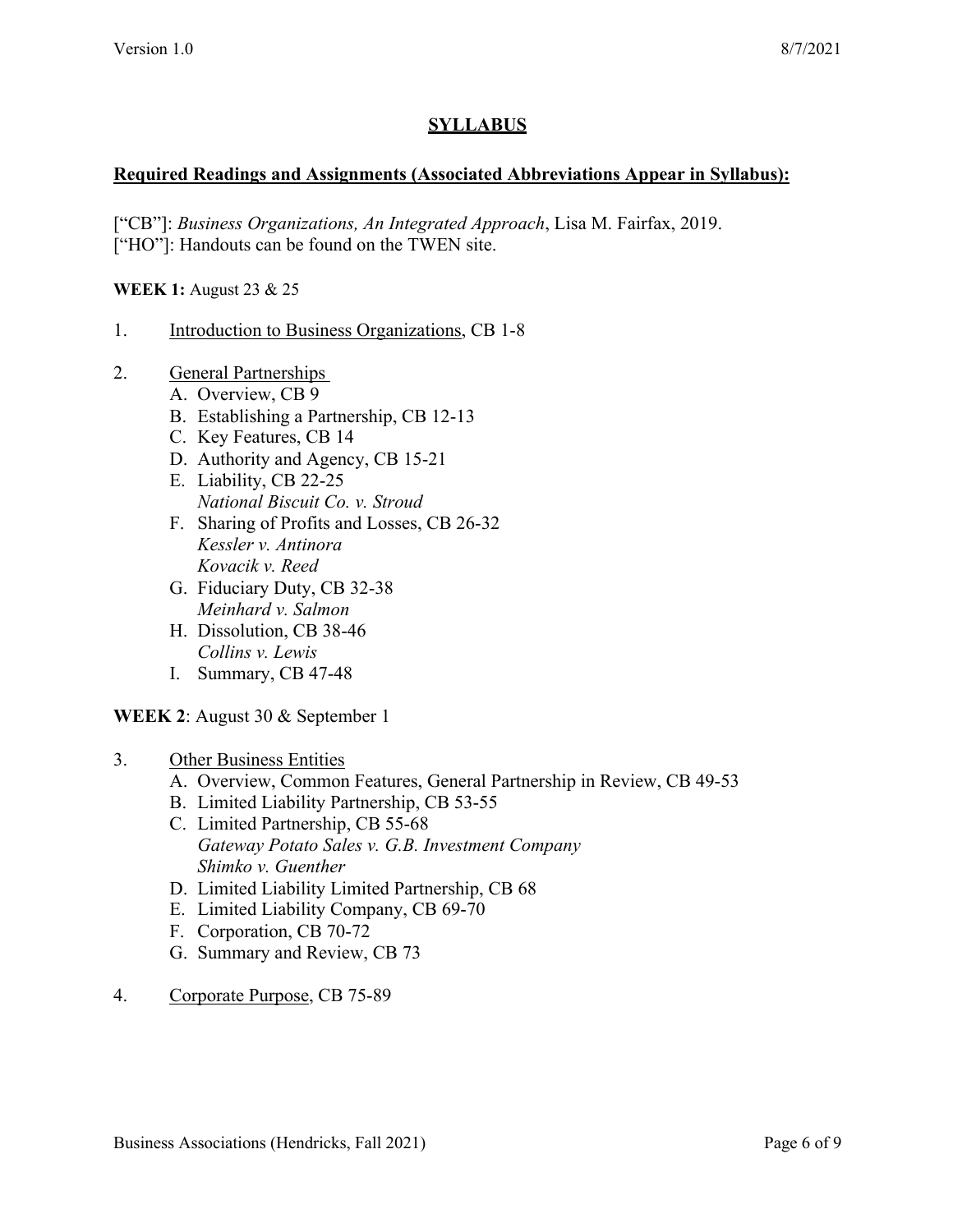## SYLLABUS

**Required Readings and Assignments (Associated Abbreviations Appear in Syllabus):**

["CB"]: *Business Organizations, An Integrated Approach*, Lisa M. Fairfax, 2019.
["HO"]: Handouts can be found on the TWEN site.

**WEEK 1:** August 23 & 25

1. Introduction to Business Organizations, CB 1-8

2. General Partnerships
   - A. Overview, CB 9
   - B. Establishing a Partnership, CB 12-13
   - C. Key Features, CB 14
   - D. Authority and Agency, CB 15-21
   - E. Liability, CB 22-25
     *National Biscuit Co. v. Stroud*
   - F. Sharing of Profits and Losses, CB 26-32
     *Kessler v. Antinora*
     *Kovacik v. Reed*
   - G. Fiduciary Duty, CB 32-38
     *Meinhard v. Salmon*
   - H. Dissolution, CB 38-46
     *Collins v. Lewis*
   - I. Summary, CB 47-48

**WEEK 2**: August 30 & September 1

3. Other Business Entities
   - A. Overview, Common Features, General Partnership in Review, CB 49-53
   - B. Limited Liability Partnership, CB 53-55
   - C. Limited Partnership, CB 55-68
     *Gateway Potato Sales v. G.B. Investment Company*
     *Shimko v. Guenther*
   - D. Limited Liability Limited Partnership, CB 68
   - E. Limited Liability Company, CB 69-70
   - F. Corporation, CB 70-72
   - G. Summary and Review, CB 73

4. Corporate Purpose, CB 75-89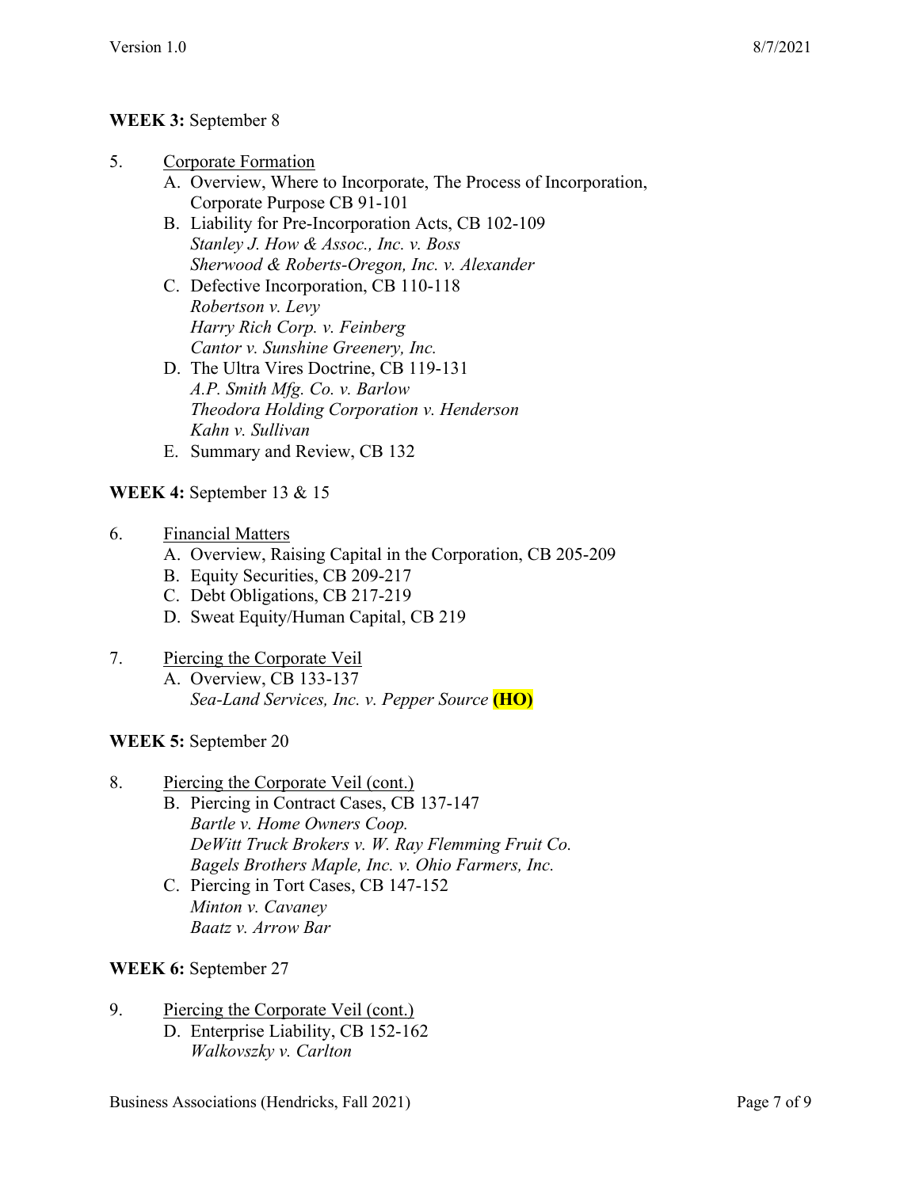**WEEK 3:** September 8

5. <u>Corporate Formation</u>
   A. Overview, Where to Incorporate, The Process of Incorporation, Corporate Purpose CB 91-101
   B. Liability for Pre-Incorporation Acts, CB 102-109
      *Stanley J. How & Assoc., Inc. v. Boss*
      *Sherwood & Roberts-Oregon, Inc. v. Alexander*
   C. Defective Incorporation, CB 110-118
      *Robertson v. Levy*
      *Harry Rich Corp. v. Feinberg*
      *Cantor v. Sunshine Greenery, Inc.*
   D. The Ultra Vires Doctrine, CB 119-131
      *A.P. Smith Mfg. Co. v. Barlow*
      *Theodora Holding Corporation v. Henderson*
      *Kahn v. Sullivan*
   E. Summary and Review, CB 132

**WEEK 4:** September 13 & 15

6. <u>Financial Matters</u>
   A. Overview, Raising Capital in the Corporation, CB 205-209
   B. Equity Securities, CB 209-217
   C. Debt Obligations, CB 217-219
   D. Sweat Equity/Human Capital, CB 219

7. <u>Piercing the Corporate Veil</u>
   A. Overview, CB 133-137
      *Sea-Land Services, Inc. v. Pepper Source* **(HO)**

**WEEK 5:** September 20

8. <u>Piercing the Corporate Veil (cont.)</u>
   B. Piercing in Contract Cases, CB 137-147
      *Bartle v. Home Owners Coop.*
      *DeWitt Truck Brokers v. W. Ray Flemming Fruit Co.*
      *Bagels Brothers Maple, Inc. v. Ohio Farmers, Inc.*
   C. Piercing in Tort Cases, CB 147-152
      *Minton v. Cavaney*
      *Baatz v. Arrow Bar*

**WEEK 6:** September 27

9. <u>Piercing the Corporate Veil (cont.)</u>
   D. Enterprise Liability, CB 152-162
      *Walkovszky v. Carlton*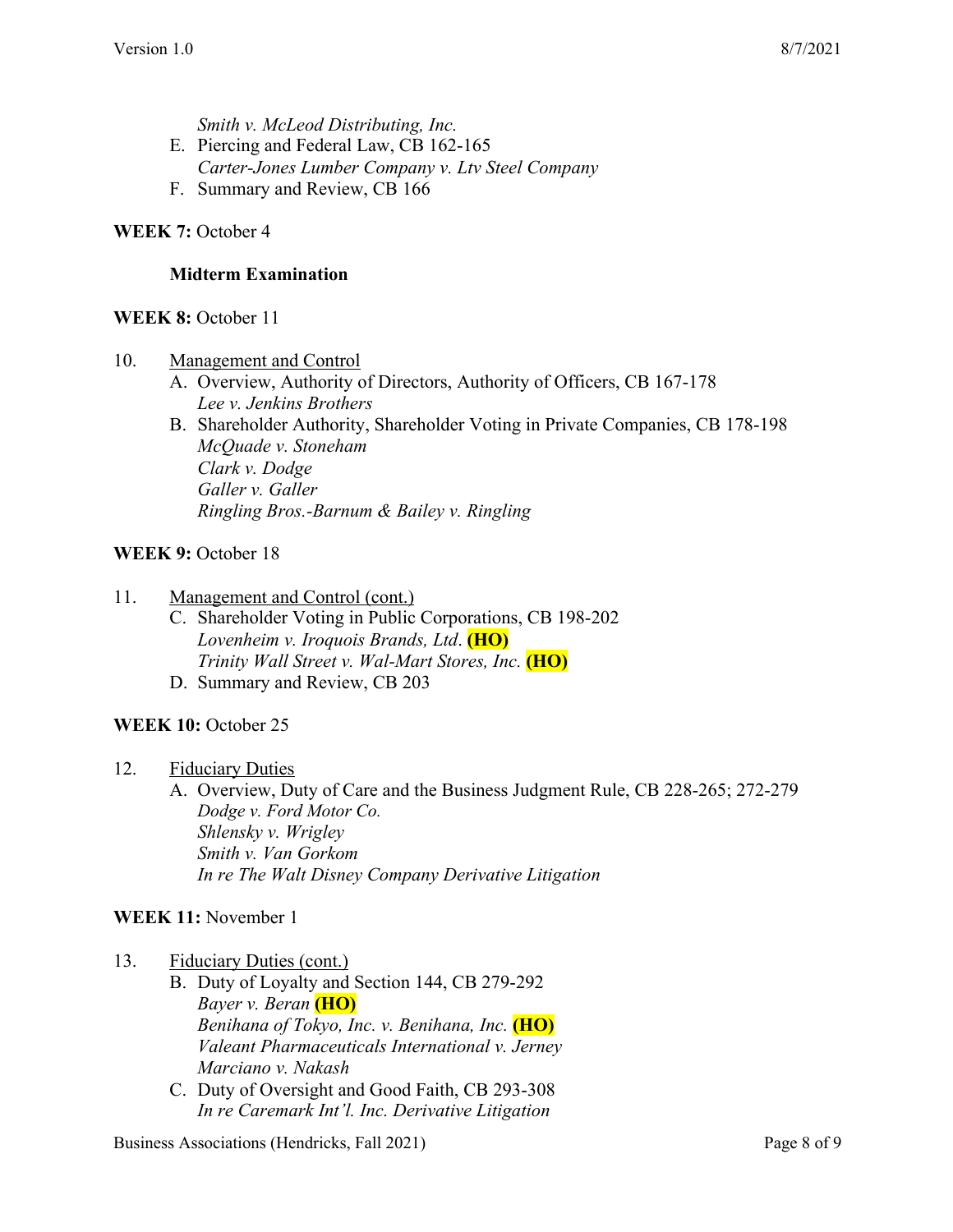*Smith v. McLeod Distributing, Inc.*

E. Piercing and Federal Law, CB 162-165
   *Carter-Jones Lumber Company v. Ltv Steel Company*
F. Summary and Review, CB 166

**WEEK 7:** October 4

**Midterm Examination**

**WEEK 8:** October 11

10. Management and Control
    A. Overview, Authority of Directors, Authority of Officers, CB 167-178
       *Lee v. Jenkins Brothers*
    B. Shareholder Authority, Shareholder Voting in Private Companies, CB 178-198
       *McQuade v. Stoneham*
       *Clark v. Dodge*
       *Galler v. Galler*
       *Ringling Bros.-Barnum & Bailey v. Ringling*

**WEEK 9:** October 18

11. Management and Control (cont.)
    C. Shareholder Voting in Public Corporations, CB 198-202
       *Lovenheim v. Iroquois Brands, Ltd*. **(HO)**
       *Trinity Wall Street v. Wal-Mart Stores, Inc.* **(HO)**
    D. Summary and Review, CB 203

**WEEK 10:** October 25

12. Fiduciary Duties
    A. Overview, Duty of Care and the Business Judgment Rule, CB 228-265; 272-279
       *Dodge v. Ford Motor Co.*
       *Shlensky v. Wrigley*
       *Smith v. Van Gorkom*
       *In re The Walt Disney Company Derivative Litigation*

**WEEK 11:** November 1

13. Fiduciary Duties (cont.)
    B. Duty of Loyalty and Section 144, CB 279-292
       *Bayer v. Beran* **(HO)**
       *Benihana of Tokyo, Inc. v. Benihana, Inc.* **(HO)**
       *Valeant Pharmaceuticals International v. Jerney*
       *Marciano v. Nakash*
    C. Duty of Oversight and Good Faith, CB 293-308
       *In re Caremark Int'l. Inc. Derivative Litigation*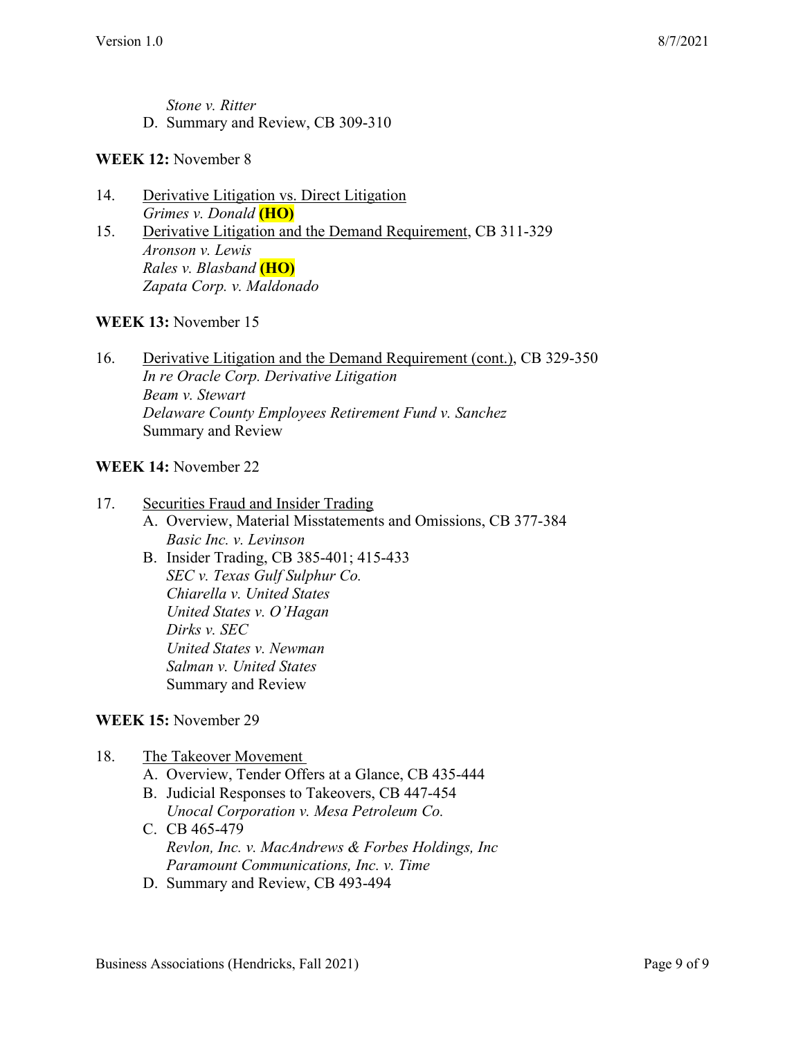*Stone v. Ritter*

D. Summary and Review, CB 309-310

**WEEK 12:** November 8

14. Derivative Litigation vs. Direct Litigation
    *Grimes v. Donald* **(HO)**
15. Derivative Litigation and the Demand Requirement, CB 311-329
    *Aronson v. Lewis*
    *Rales v. Blasband* **(HO)**
    *Zapata Corp. v. Maldonado*

**WEEK 13:** November 15

16. Derivative Litigation and the Demand Requirement (cont.), CB 329-350
    *In re Oracle Corp. Derivative Litigation*
    *Beam v. Stewart*
    *Delaware County Employees Retirement Fund v. Sanchez*
    Summary and Review

**WEEK 14:** November 22

17. Securities Fraud and Insider Trading
    A. Overview, Material Misstatements and Omissions, CB 377-384
       *Basic Inc. v. Levinson*
    B. Insider Trading, CB 385-401; 415-433
       *SEC v. Texas Gulf Sulphur Co.*
       *Chiarella v. United States*
       *United States v. O'Hagan*
       *Dirks v. SEC*
       *United States v. Newman*
       *Salman v. United States*
       Summary and Review

**WEEK 15:** November 29

18. The Takeover Movement
    A. Overview, Tender Offers at a Glance, CB 435-444
    B. Judicial Responses to Takeovers, CB 447-454
       *Unocal Corporation v. Mesa Petroleum Co.*
    C. CB 465-479
       *Revlon, Inc. v. MacAndrews & Forbes Holdings, Inc*
       *Paramount Communications, Inc. v. Time*
    D. Summary and Review, CB 493-494